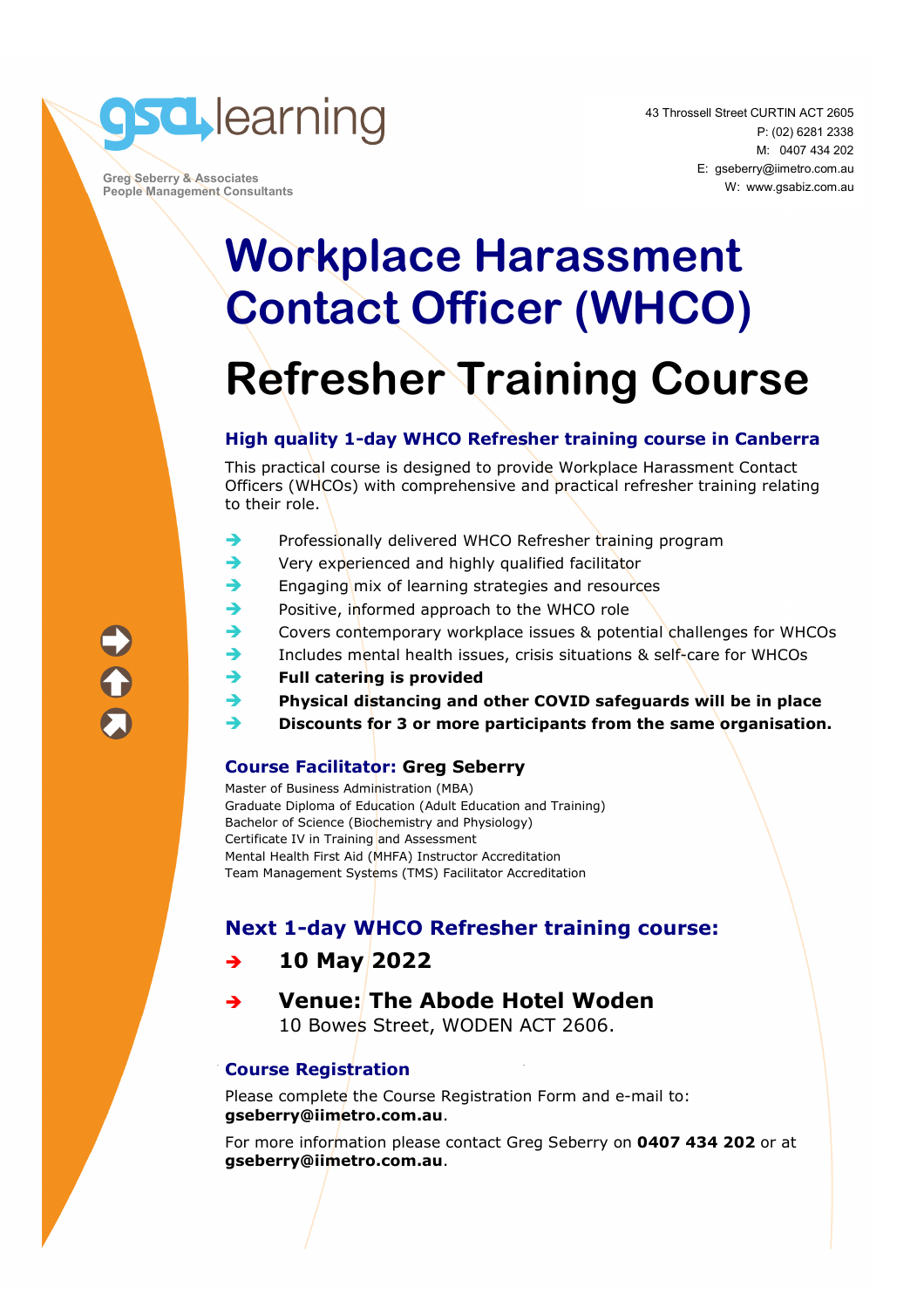gsa learning

Greg Seberry & Associates
People Management Consultants

43 Throssell Street CURTIN ACT 2605
P: (02) 6281 2338
M: 0407 434 202
E: gseberry@iimetro.com.au
W: www.gsabiz.com.au

# Workplace Harassment Contact Officer (WHCO)

# Refresher Training Course

### High quality 1-day WHCO Refresher training course in Canberra

This practical course is designed to provide Workplace Harassment Contact Officers (WHCOs) with comprehensive and practical refresher training relating to their role.

- Professionally delivered WHCO Refresher training program
- Very experienced and highly qualified facilitator
- Engaging mix of learning strategies and resources
- Positive, informed approach to the WHCO role
- Covers contemporary workplace issues & potential challenges for WHCOs
- Includes mental health issues, crisis situations & self-care for WHCOs
- **Full catering is provided**
- **Physical distancing and other COVID safeguards will be in place**
- **Discounts for 3 or more participants from the same organisation.**

### Course Facilitator: Greg Seberry

Master of Business Administration (MBA)
Graduate Diploma of Education (Adult Education and Training)
Bachelor of Science (Biochemistry and Physiology)
Certificate IV in Training and Assessment
Mental Health First Aid (MHFA) Instructor Accreditation
Team Management Systems (TMS) Facilitator Accreditation

## Next 1-day WHCO Refresher training course:

- **10 May 2022**
- **Venue: The Abode Hotel Woden**
  10 Bowes Street, WODEN ACT 2606.

### Course Registration

Please complete the Course Registration Form and e-mail to: **gseberry@iimetro.com.au**.

For more information please contact Greg Seberry on **0407 434 202** or at **gseberry@iimetro.com.au**.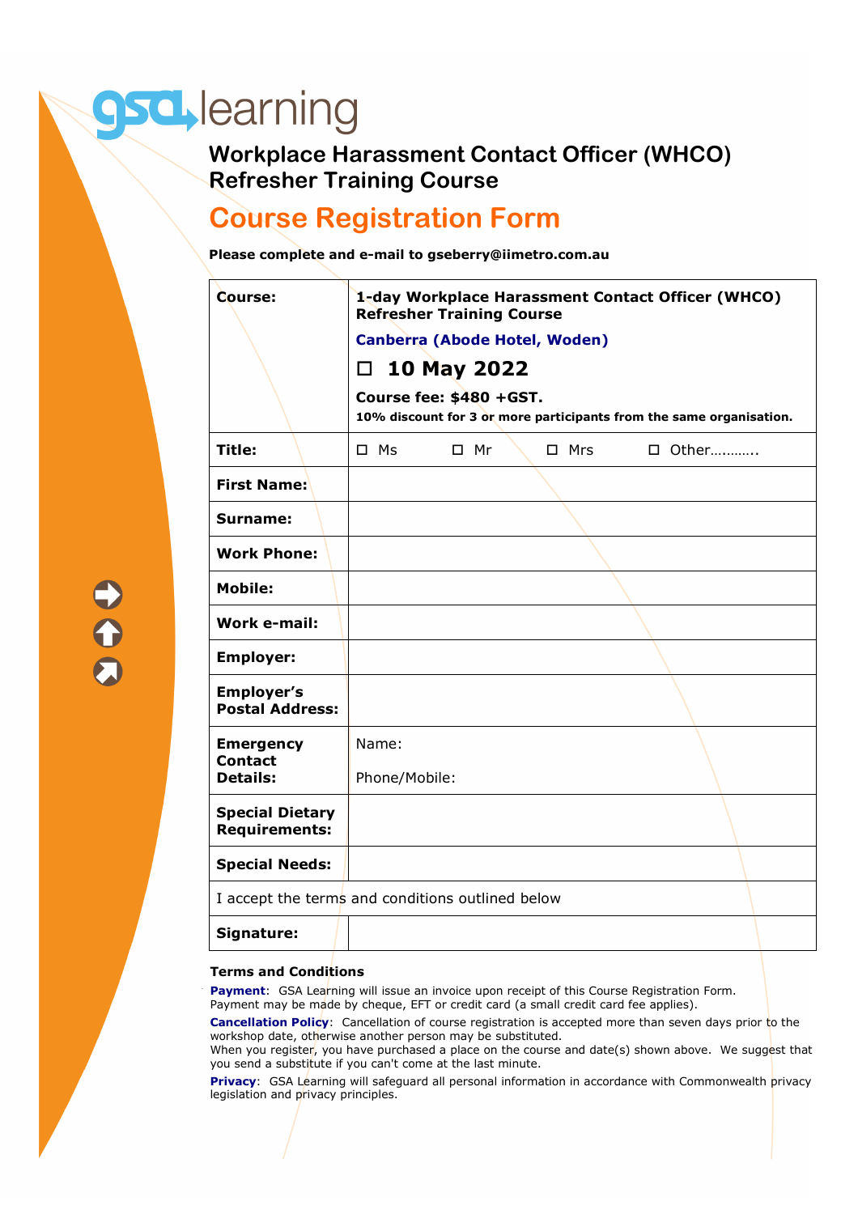gsa learning

# Workplace Harassment Contact Officer (WHCO) Refresher Training Course

## Course Registration Form

**Please complete and e-mail to gseberry@iimetro.com.au**

| | |
|---|---|
| **Course:** | **1-day Workplace Harassment Contact Officer (WHCO) Refresher Training Course**<br>**Canberra (Abode Hotel, Woden)**<br>☐ **10 May 2022**<br>**Course fee: $480 +GST.**<br>**10% discount for 3 or more participants from the same organisation.** |
| **Title:** | ☐ Ms ☐ Mr ☐ Mrs ☐ Other……….. |
| **First Name:** | |
| **Surname:** | |
| **Work Phone:** | |
| **Mobile:** | |
| **Work e-mail:** | |
| **Employer:** | |
| **Employer's Postal Address:** | |
| **Emergency Contact Details:** | Name:<br>Phone/Mobile: |
| **Special Dietary Requirements:** | |
| **Special Needs:** | |
| I accept the terms and conditions outlined below | |
| **Signature:** | |

**Terms and Conditions**

**Payment**: GSA Learning will issue an invoice upon receipt of this Course Registration Form. Payment may be made by cheque, EFT or credit card (a small credit card fee applies).

**Cancellation Policy**: Cancellation of course registration is accepted more than seven days prior to the workshop date, otherwise another person may be substituted.
When you register, you have purchased a place on the course and date(s) shown above. We suggest that you send a substitute if you can't come at the last minute.

**Privacy**: GSA Learning will safeguard all personal information in accordance with Commonwealth privacy legislation and privacy principles.